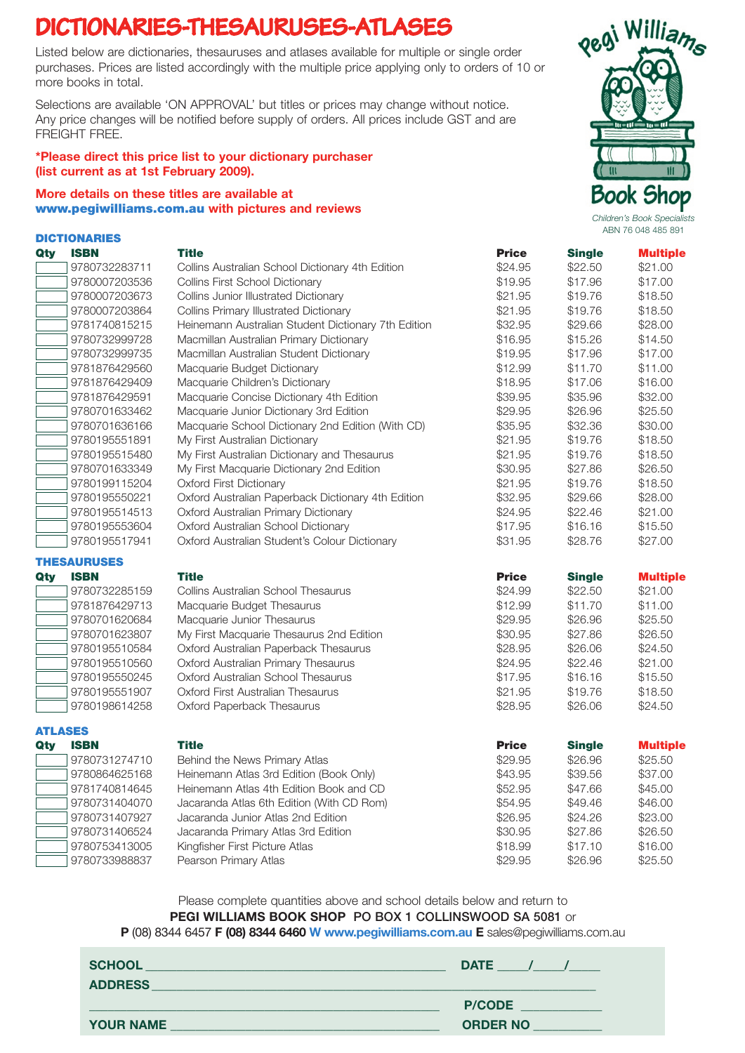# DICTIONARIES-THESAURUSES-ATLASES

Listed below are dictionaries, thesauruses and atlases available for multiple or single order purchases. Prices are listed accordingly with the multiple price applying only to orders of 10 or more books in total.

Selections are available 'ON APPROVAL' but titles or prices may change without notice. Any price changes will be notified before supply of orders. All prices include GST and are FREIGHT FREE.

**\*Please direct this price list to your dictionary purchaser (list current as at 1st February 2009).**

**More details on these titles are available at www.pegiwilliams.com.au with pictures and reviews**

Pegi Williams Book Shop
*Children's Book Specialists*
ABN 76 048 485 891

## DICTIONARIES

| Qty | ISBN | Title | Price | Single | Multiple |
|---|---|---|---|---|---|
| | 9780732283711 | Collins Australian School Dictionary 4th Edition | $24.95 | $22.50 | $21.00 |
| | 9780007203536 | Collins First School Dictionary | $19.95 | $17.96 | $17.00 |
| | 9780007203673 | Collins Junior Illustrated Dictionary | $21.95 | $19.76 | $18.50 |
| | 9780007203864 | Collins Primary Illustrated Dictionary | $21.95 | $19.76 | $18.50 |
| | 9781740815215 | Heinemann Australian Student Dictionary 7th Edition | $32.95 | $29.66 | $28.00 |
| | 9780732999728 | Macmillan Australian Primary Dictionary | $16.95 | $15.26 | $14.50 |
| | 9780732999735 | Macmillan Australian Student Dictionary | $19.95 | $17.96 | $17.00 |
| | 9781876429560 | Macquarie Budget Dictionary | $12.99 | $11.70 | $11.00 |
| | 9781876429409 | Macquarie Children's Dictionary | $18.95 | $17.06 | $16.00 |
| | 9781876429591 | Macquarie Concise Dictionary 4th Edition | $39.95 | $35.96 | $32.00 |
| | 9780701633462 | Macquarie Junior Dictionary 3rd Edition | $29.95 | $26.96 | $25.50 |
| | 9780701636166 | Macquarie School Dictionary 2nd Edition (With CD) | $35.95 | $32.36 | $30.00 |
| | 9780195551891 | My First Australian Dictionary | $21.95 | $19.76 | $18.50 |
| | 9780195515480 | My First Australian Dictionary and Thesaurus | $21.95 | $19.76 | $18.50 |
| | 9780701633349 | My First Macquarie Dictionary 2nd Edition | $30.95 | $27.86 | $26.50 |
| | 9780199115204 | Oxford First Dictionary | $21.95 | $19.76 | $18.50 |
| | 9780195550221 | Oxford Australian Paperback Dictionary 4th Edition | $32.95 | $29.66 | $28.00 |
| | 9780195514513 | Oxford Australian Primary Dictionary | $24.95 | $22.46 | $21.00 |
| | 9780195553604 | Oxford Australian School Dictionary | $17.95 | $16.16 | $15.50 |
| | 9780195517941 | Oxford Australian Student's Colour Dictionary | $31.95 | $28.76 | $27.00 |

## THESAURUSES

| Qty | ISBN | Title | Price | Single | Multiple |
|---|---|---|---|---|---|
| | 9780732285159 | Collins Australian School Thesaurus | $24.99 | $22.50 | $21.00 |
| | 9781876429713 | Macquarie Budget Thesaurus | $12.99 | $11.70 | $11.00 |
| | 9780701620684 | Macquarie Junior Thesaurus | $29.95 | $26.96 | $25.50 |
| | 9780701623807 | My First Macquarie Thesaurus 2nd Edition | $30.95 | $27.86 | $26.50 |
| | 9780195510584 | Oxford Australian Paperback Thesaurus | $28.95 | $26.06 | $24.50 |
| | 9780195510560 | Oxford Australian Primary Thesaurus | $24.95 | $22.46 | $21.00 |
| | 9780195550245 | Oxford Australian School Thesaurus | $17.95 | $16.16 | $15.50 |
| | 9780195551907 | Oxford First Australian Thesaurus | $21.95 | $19.76 | $18.50 |
| | 9780198614258 | Oxford Paperback Thesaurus | $28.95 | $26.06 | $24.50 |

## ATLASES

| Qty | ISBN | Title | Price | Single | Multiple |
|---|---|---|---|---|---|
| | 9780731274710 | Behind the News Primary Atlas | $29.95 | $26.96 | $25.50 |
| | 9780864625168 | Heinemann Atlas 3rd Edition (Book Only) | $43.95 | $39.56 | $37.00 |
| | 9781740814645 | Heinemann Atlas 4th Edition Book and CD | $52.95 | $47.66 | $45.00 |
| | 9780731404070 | Jacaranda Atlas 6th Edition (With CD Rom) | $54.95 | $49.46 | $46.00 |
| | 9780731407927 | Jacaranda Junior Atlas 2nd Edition | $26.95 | $24.26 | $23.00 |
| | 9780731406524 | Jacaranda Primary Atlas 3rd Edition | $30.95 | $27.86 | $26.50 |
| | 9780753413005 | Kingfisher First Picture Atlas | $18.99 | $17.10 | $16.00 |
| | 9780733988837 | Pearson Primary Atlas | $29.95 | $26.96 | $25.50 |

Please complete quantities above and school details below and return to
**PEGI WILLIAMS BOOK SHOP PO BOX 1 COLLINSWOOD SA 5081** or
**P** (08) 8344 6457 **F (08) 8344 6460 W www.pegiwilliams.com.au E** sales@pegiwilliams.com.au

**SCHOOL** ______________________________ **DATE** ____/____/____

**ADDRESS** ______________________________

______________________________ **P/CODE** __________

**YOUR NAME** ______________________________ **ORDER NO** __________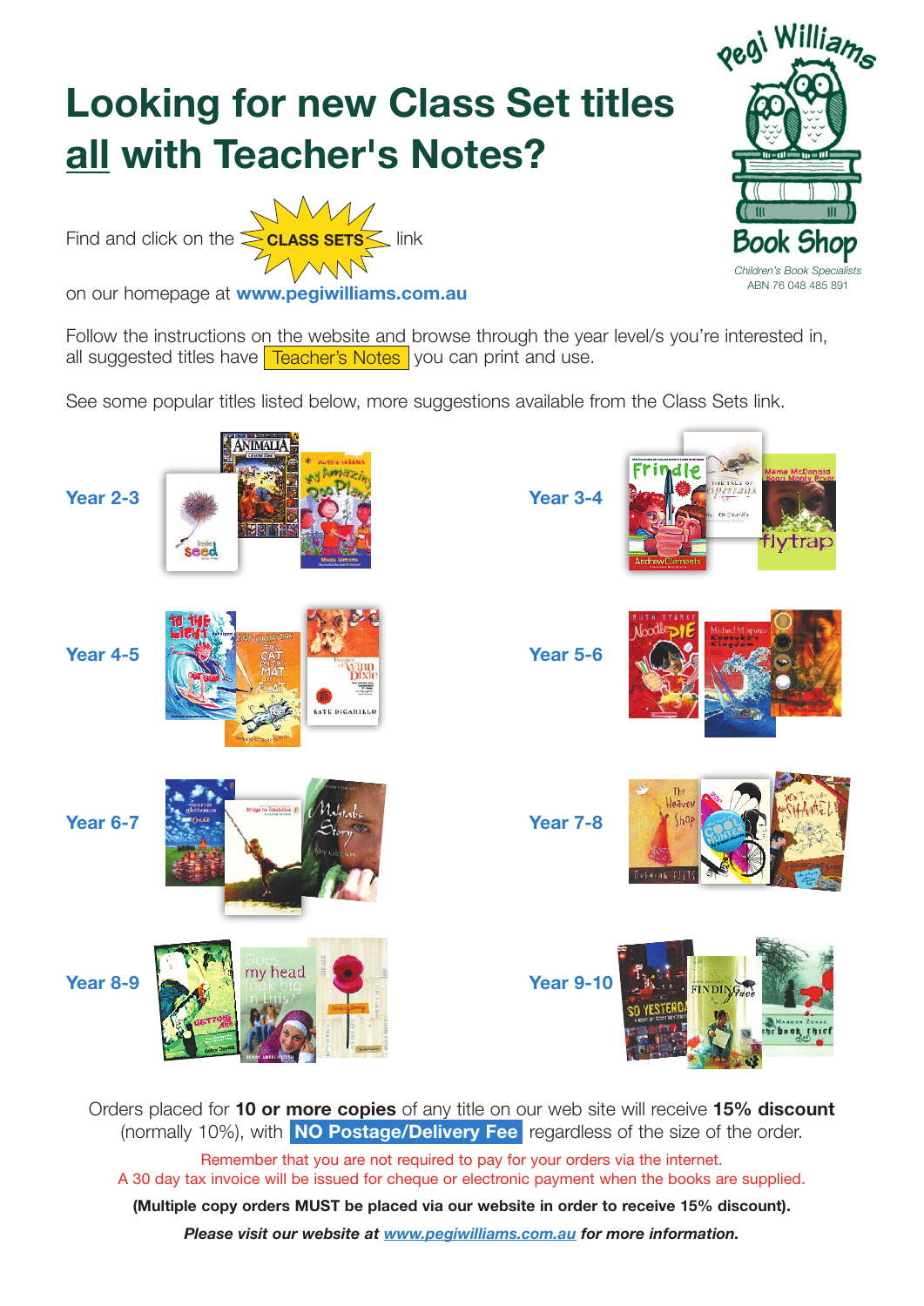# Looking for new Class Set titles all with Teacher's Notes?

Pegi Williams Book Shop
*Children's Book Specialists*
ABN 76 048 485 891

Find and click on the **CLASS SETS** link

on our homepage at **www.pegiwilliams.com.au**

Follow the instructions on the website and browse through the year level/s you're interested in, all suggested titles have Teacher's Notes you can print and use.

See some popular titles listed below, more suggestions available from the Class Sets link.

**Year 2-3**

**Year 3-4**

**Year 4-5**

**Year 5-6**

**Year 6-7**

**Year 7-8**

**Year 8-9**

**Year 9-10**

Orders placed for **10 or more copies** of any title on our web site will receive **15% discount** (normally 10%), with **NO Postage/Delivery Fee** regardless of the size of the order.

Remember that you are not required to pay for your orders via the internet.
A 30 day tax invoice will be issued for cheque or electronic payment when the books are supplied.

**(Multiple copy orders MUST be placed via our website in order to receive 15% discount).**

***Please visit our website at www.pegiwilliams.com.au for more information.***